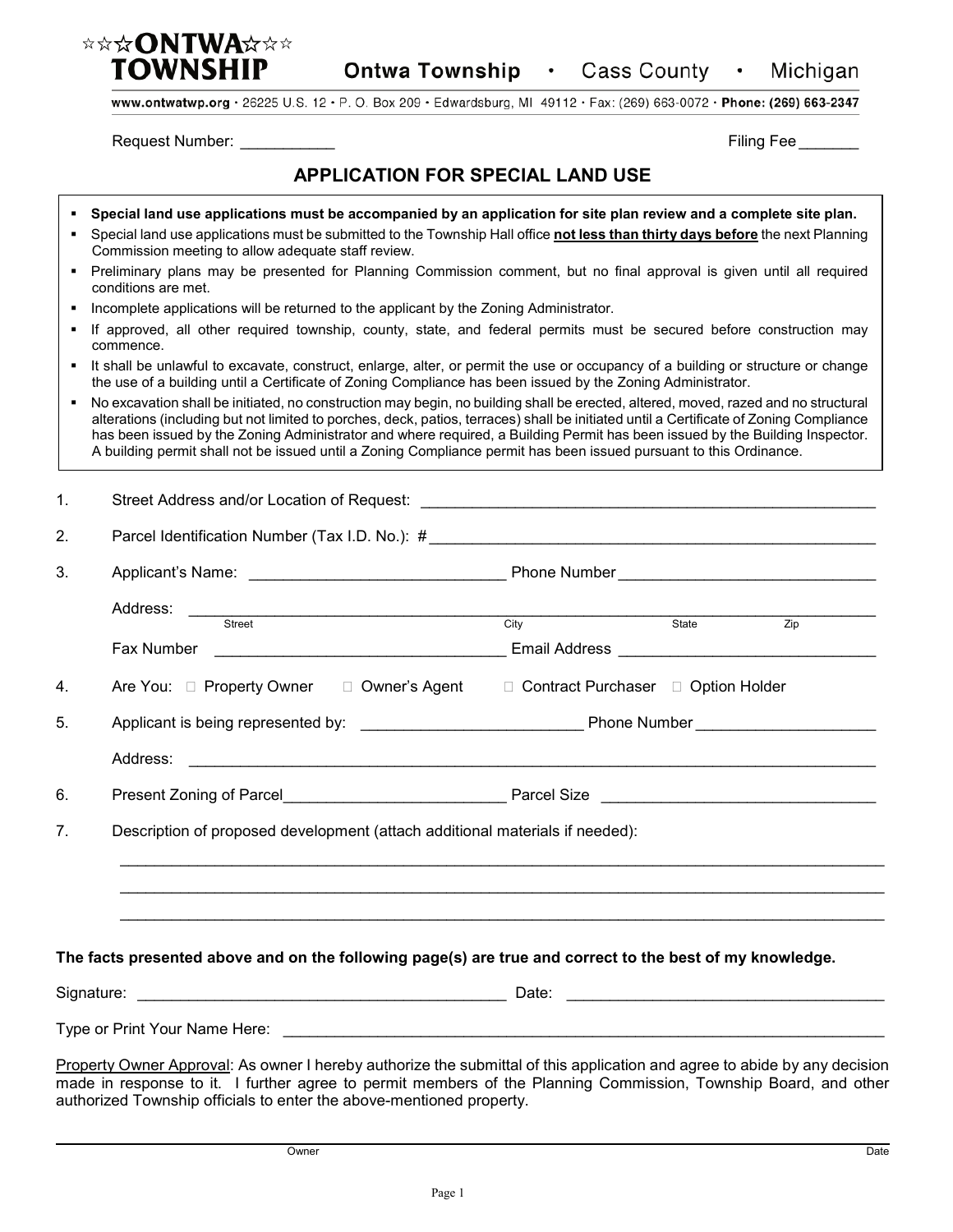☆☆☆**ONTWA**☆☆☆
**TOWNSHIP**

**Ontwa Township** • Cass County • Michigan

www.ontwatwp.org • 26225 U.S. 12 • P. O. Box 209 • Edwardsburg, MI 49112 • Fax: (269) 663-0072 • **Phone: (269) 663-2347**

Request Number: ___________ Filing Fee _______

## APPLICATION FOR SPECIAL LAND USE

- **Special land use applications must be accompanied by an application for site plan review and a complete site plan.**
- Special land use applications must be submitted to the Township Hall office **not less than thirty days before** the next Planning Commission meeting to allow adequate staff review.
- Preliminary plans may be presented for Planning Commission comment, but no final approval is given until all required conditions are met.
- Incomplete applications will be returned to the applicant by the Zoning Administrator.
- If approved, all other required township, county, state, and federal permits must be secured before construction may commence.
- It shall be unlawful to excavate, construct, enlarge, alter, or permit the use or occupancy of a building or structure or change the use of a building until a Certificate of Zoning Compliance has been issued by the Zoning Administrator.
- No excavation shall be initiated, no construction may begin, no building shall be erected, altered, moved, razed and no structural alterations (including but not limited to porches, deck, patios, terraces) shall be initiated until a Certificate of Zoning Compliance has been issued by the Zoning Administrator and where required, a Building Permit has been issued by the Building Inspector. A building permit shall not be issued until a Zoning Compliance permit has been issued pursuant to this Ordinance.

1. Street Address and/or Location of Request: ______________________________________________

2. Parcel Identification Number (Tax I.D. No.): # ____________________________________________

3. Applicant's Name: __________________________ Phone Number __________________________

   Address: ______________________________________________________________________
   Street City State Zip

   Fax Number ______________________________ Email Address __________________________

4. Are You: ☐ Property Owner ☐ Owner's Agent ☐ Contract Purchaser ☐ Option Holder

5. Applicant is being represented by: ______________________ Phone Number __________________

   Address: ______________________________________________________________________

6. Present Zoning of Parcel______________________ Parcel Size ____________________________

7. Description of proposed development (attach additional materials if needed):

   ________________________________________________________________________________

   ________________________________________________________________________________

   ________________________________________________________________________________

**The facts presented above and on the following page(s) are true and correct to the best of my knowledge.**

Signature: ______________________________________ Date: __________________________________

Type or Print Your Name Here: ________________________________________________________________

Property Owner Approval: As owner I hereby authorize the submittal of this application and agree to abide by any decision made in response to it. I further agree to permit members of the Planning Commission, Township Board, and other authorized Township officials to enter the above-mentioned property.

______________________________________________________________________________________
Owner Date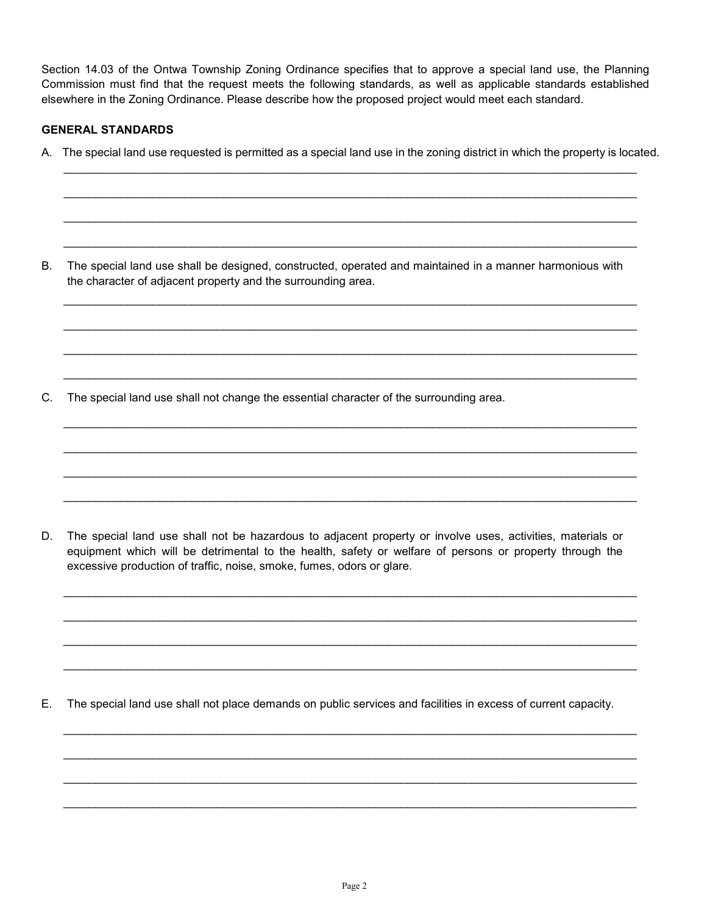Section 14.03 of the Ontwa Township Zoning Ordinance specifies that to approve a special land use, the Planning Commission must find that the request meets the following standards, as well as applicable standards established elsewhere in the Zoning Ordinance. Please describe how the proposed project would meet each standard.

**GENERAL STANDARDS**

A. The special land use requested is permitted as a special land use in the zoning district in which the property is located.

______________________________________________________________________________

______________________________________________________________________________

______________________________________________________________________________

______________________________________________________________________________

B. The special land use shall be designed, constructed, operated and maintained in a manner harmonious with the character of adjacent property and the surrounding area.

______________________________________________________________________________

______________________________________________________________________________

______________________________________________________________________________

______________________________________________________________________________

C. The special land use shall not change the essential character of the surrounding area.

______________________________________________________________________________

______________________________________________________________________________

______________________________________________________________________________

______________________________________________________________________________

D. The special land use shall not be hazardous to adjacent property or involve uses, activities, materials or equipment which will be detrimental to the health, safety or welfare of persons or property through the excessive production of traffic, noise, smoke, fumes, odors or glare.

______________________________________________________________________________

______________________________________________________________________________

______________________________________________________________________________

______________________________________________________________________________

E. The special land use shall not place demands on public services and facilities in excess of current capacity.

______________________________________________________________________________

______________________________________________________________________________

______________________________________________________________________________

______________________________________________________________________________